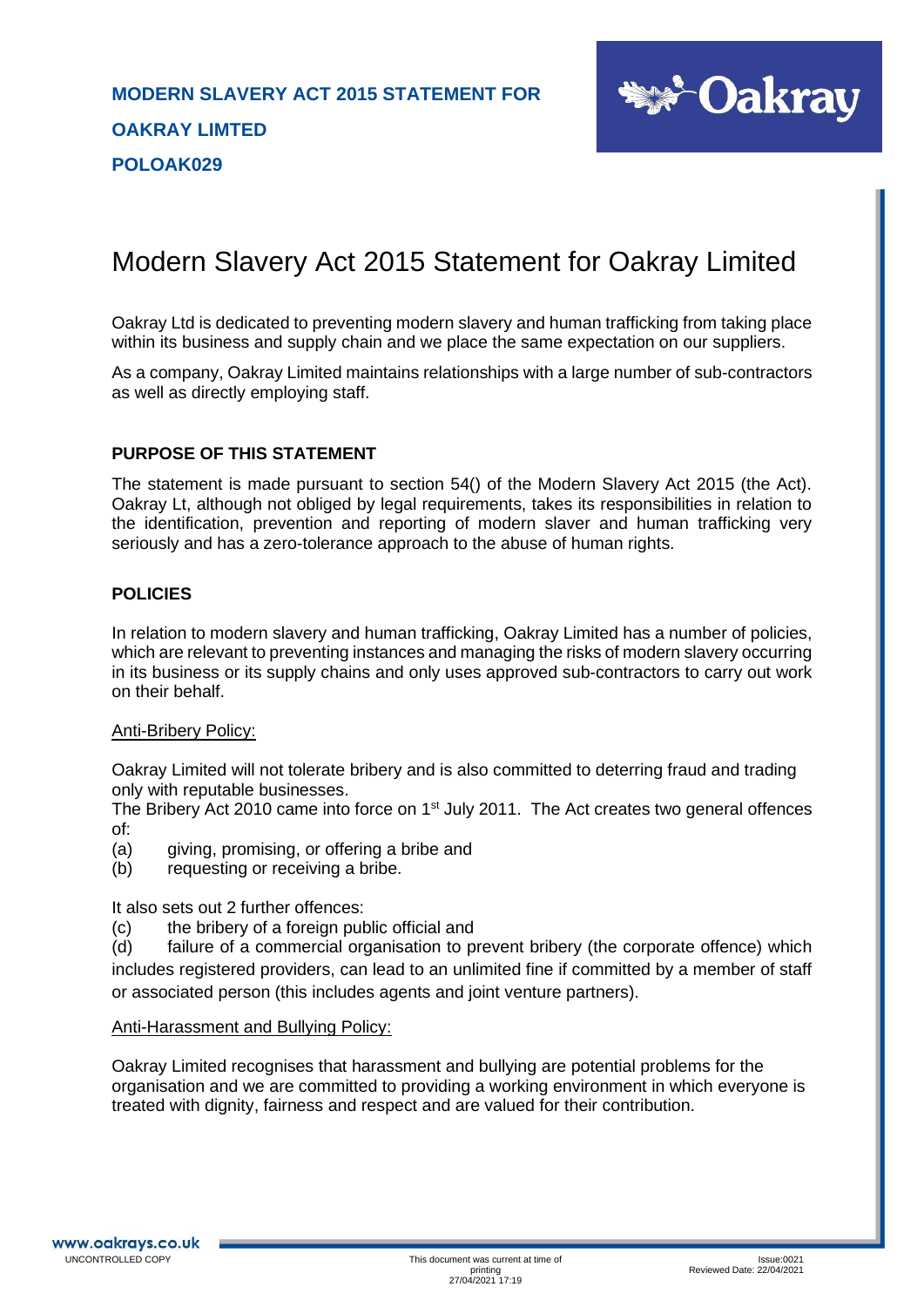**MODERN SLAVERY ACT 2015 STATEMENT FOR**

**OAKRAY LIMTED**

**POLOAK029**

# Modern Slavery Act 2015 Statement for Oakray Limited

Oakray Ltd is dedicated to preventing modern slavery and human trafficking from taking place within its business and supply chain and we place the same expectation on our suppliers.

As a company, Oakray Limited maintains relationships with a large number of sub-contractors as well as directly employing staff.

## PURPOSE OF THIS STATEMENT

The statement is made pursuant to section 54() of the Modern Slavery Act 2015 (the Act). Oakray Lt, although not obliged by legal requirements, takes its responsibilities in relation to the identification, prevention and reporting of modern slaver and human trafficking very seriously and has a zero-tolerance approach to the abuse of human rights.

## POLICIES

In relation to modern slavery and human trafficking, Oakray Limited has a number of policies, which are relevant to preventing instances and managing the risks of modern slavery occurring in its business or its supply chains and only uses approved sub-contractors to carry out work on their behalf.

<u>Anti-Bribery Policy:</u>

Oakray Limited will not tolerate bribery and is also committed to deterring fraud and trading only with reputable businesses.

The Bribery Act 2010 came into force on 1st July 2011. The Act creates two general offences of:

(a) giving, promising, or offering a bribe and
(b) requesting or receiving a bribe.

It also sets out 2 further offences:

(c) the bribery of a foreign public official and
(d) failure of a commercial organisation to prevent bribery (the corporate offence) which includes registered providers, can lead to an unlimited fine if committed by a member of staff or associated person (this includes agents and joint venture partners).

<u>Anti-Harassment and Bullying Policy:</u>

Oakray Limited recognises that harassment and bullying are potential problems for the organisation and we are committed to providing a working environment in which everyone is treated with dignity, fairness and respect and are valued for their contribution.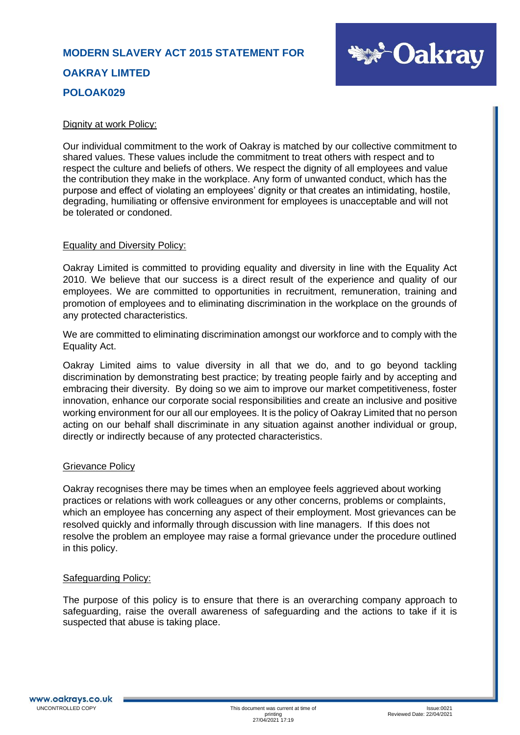**MODERN SLAVERY ACT 2015 STATEMENT FOR**

**OAKRAY LIMTED**

**POLOAK029**

Dignity at work Policy:

Our individual commitment to the work of Oakray is matched by our collective commitment to shared values. These values include the commitment to treat others with respect and to respect the culture and beliefs of others. We respect the dignity of all employees and value the contribution they make in the workplace. Any form of unwanted conduct, which has the purpose and effect of violating an employees' dignity or that creates an intimidating, hostile, degrading, humiliating or offensive environment for employees is unacceptable and will not be tolerated or condoned.

Equality and Diversity Policy:

Oakray Limited is committed to providing equality and diversity in line with the Equality Act 2010. We believe that our success is a direct result of the experience and quality of our employees. We are committed to opportunities in recruitment, remuneration, training and promotion of employees and to eliminating discrimination in the workplace on the grounds of any protected characteristics.

We are committed to eliminating discrimination amongst our workforce and to comply with the Equality Act.

Oakray Limited aims to value diversity in all that we do, and to go beyond tackling discrimination by demonstrating best practice; by treating people fairly and by accepting and embracing their diversity. By doing so we aim to improve our market competitiveness, foster innovation, enhance our corporate social responsibilities and create an inclusive and positive working environment for our all our employees. It is the policy of Oakray Limited that no person acting on our behalf shall discriminate in any situation against another individual or group, directly or indirectly because of any protected characteristics.

Grievance Policy

Oakray recognises there may be times when an employee feels aggrieved about working practices or relations with work colleagues or any other concerns, problems or complaints, which an employee has concerning any aspect of their employment. Most grievances can be resolved quickly and informally through discussion with line managers. If this does not resolve the problem an employee may raise a formal grievance under the procedure outlined in this policy.

Safeguarding Policy:

The purpose of this policy is to ensure that there is an overarching company approach to safeguarding, raise the overall awareness of safeguarding and the actions to take if it is suspected that abuse is taking place.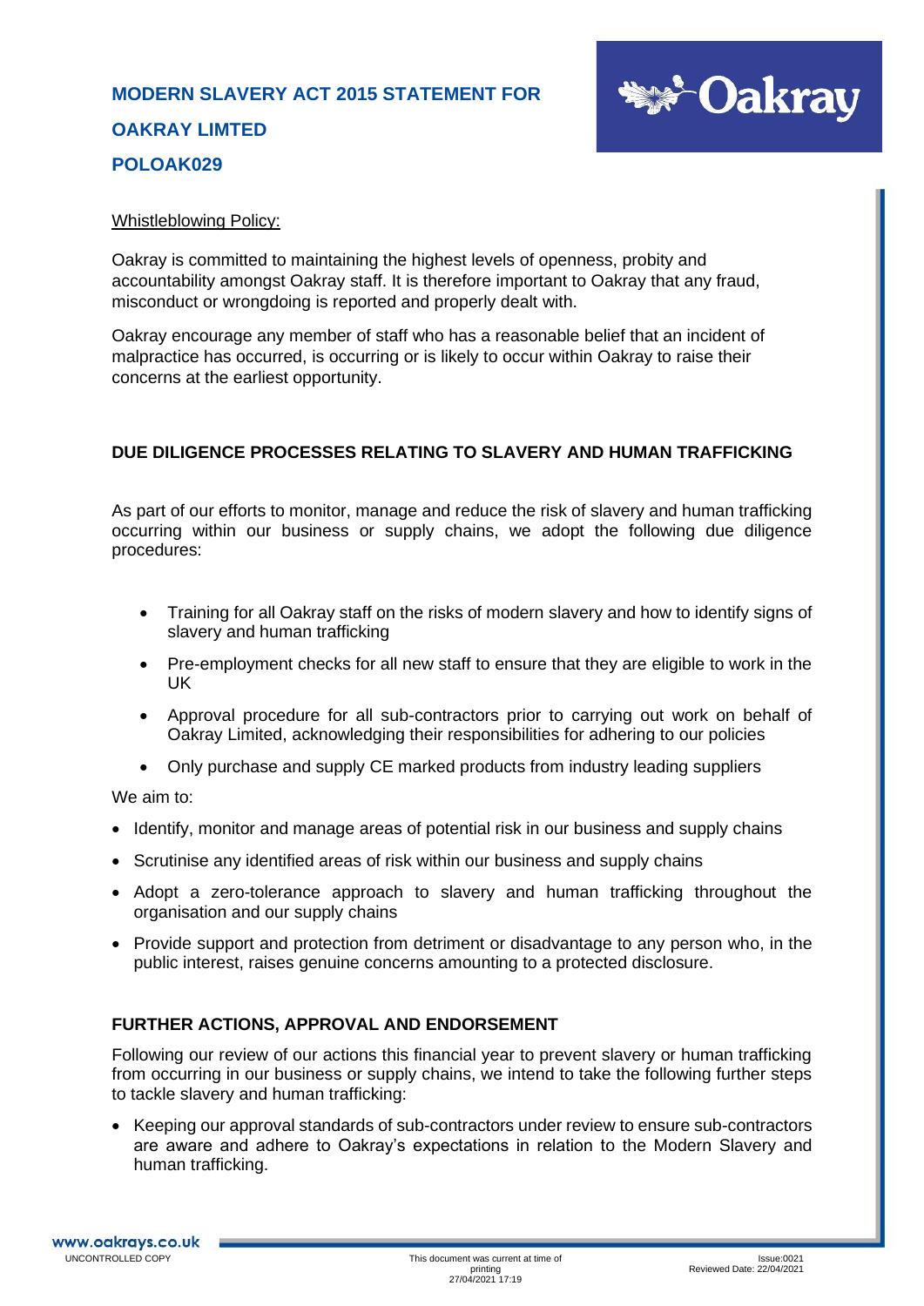Whistleblowing Policy:

Oakray is committed to maintaining the highest levels of openness, probity and accountability amongst Oakray staff. It is therefore important to Oakray that any fraud, misconduct or wrongdoing is reported and properly dealt with.

Oakray encourage any member of staff who has a reasonable belief that an incident of malpractice has occurred, is occurring or is likely to occur within Oakray to raise their concerns at the earliest opportunity.

## DUE DILIGENCE PROCESSES RELATING TO SLAVERY AND HUMAN TRAFFICKING

As part of our efforts to monitor, manage and reduce the risk of slavery and human trafficking occurring within our business or supply chains, we adopt the following due diligence procedures:

- Training for all Oakray staff on the risks of modern slavery and how to identify signs of slavery and human trafficking
- Pre-employment checks for all new staff to ensure that they are eligible to work in the UK
- Approval procedure for all sub-contractors prior to carrying out work on behalf of Oakray Limited, acknowledging their responsibilities for adhering to our policies
- Only purchase and supply CE marked products from industry leading suppliers

We aim to:

- Identify, monitor and manage areas of potential risk in our business and supply chains
- Scrutinise any identified areas of risk within our business and supply chains
- Adopt a zero-tolerance approach to slavery and human trafficking throughout the organisation and our supply chains
- Provide support and protection from detriment or disadvantage to any person who, in the public interest, raises genuine concerns amounting to a protected disclosure.

## FURTHER ACTIONS, APPROVAL AND ENDORSEMENT

Following our review of our actions this financial year to prevent slavery or human trafficking from occurring in our business or supply chains, we intend to take the following further steps to tackle slavery and human trafficking:

- Keeping our approval standards of sub-contractors under review to ensure sub-contractors are aware and adhere to Oakray's expectations in relation to the Modern Slavery and human trafficking.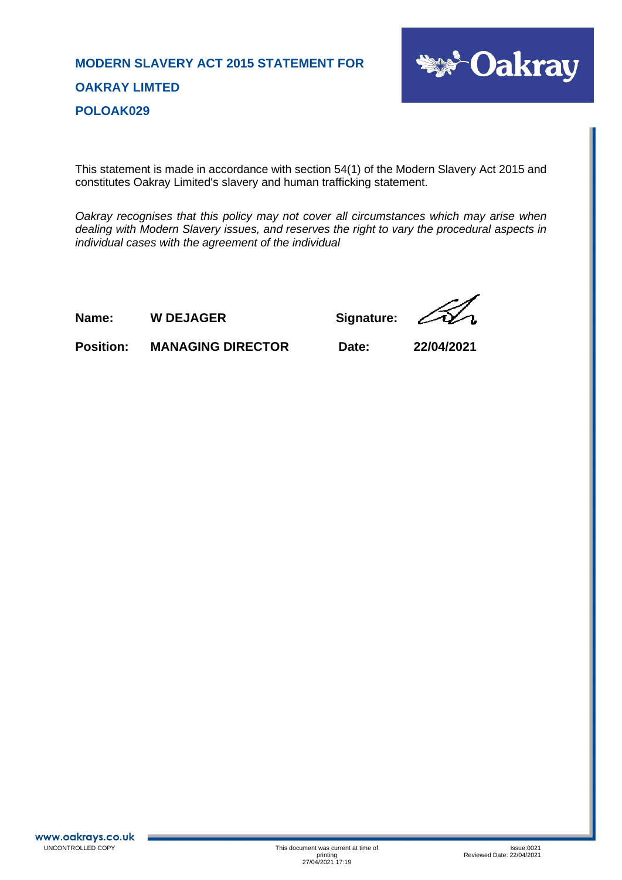**MODERN SLAVERY ACT 2015 STATEMENT FOR**

**OAKRAY LIMTED**

**POLOAK029**

This statement is made in accordance with section 54(1) of the Modern Slavery Act 2015 and constitutes Oakray Limited's slavery and human trafficking statement.

*Oakray recognises that this policy may not cover all circumstances which may arise when dealing with Modern Slavery issues, and reserves the right to vary the procedural aspects in individual cases with the agreement of the individual*

| | | | |
|---|---|---|---|
| **Name:** | **W DEJAGER** | **Signature:** | |
| **Position:** | **MANAGING DIRECTOR** | **Date:** | **22/04/2021** |